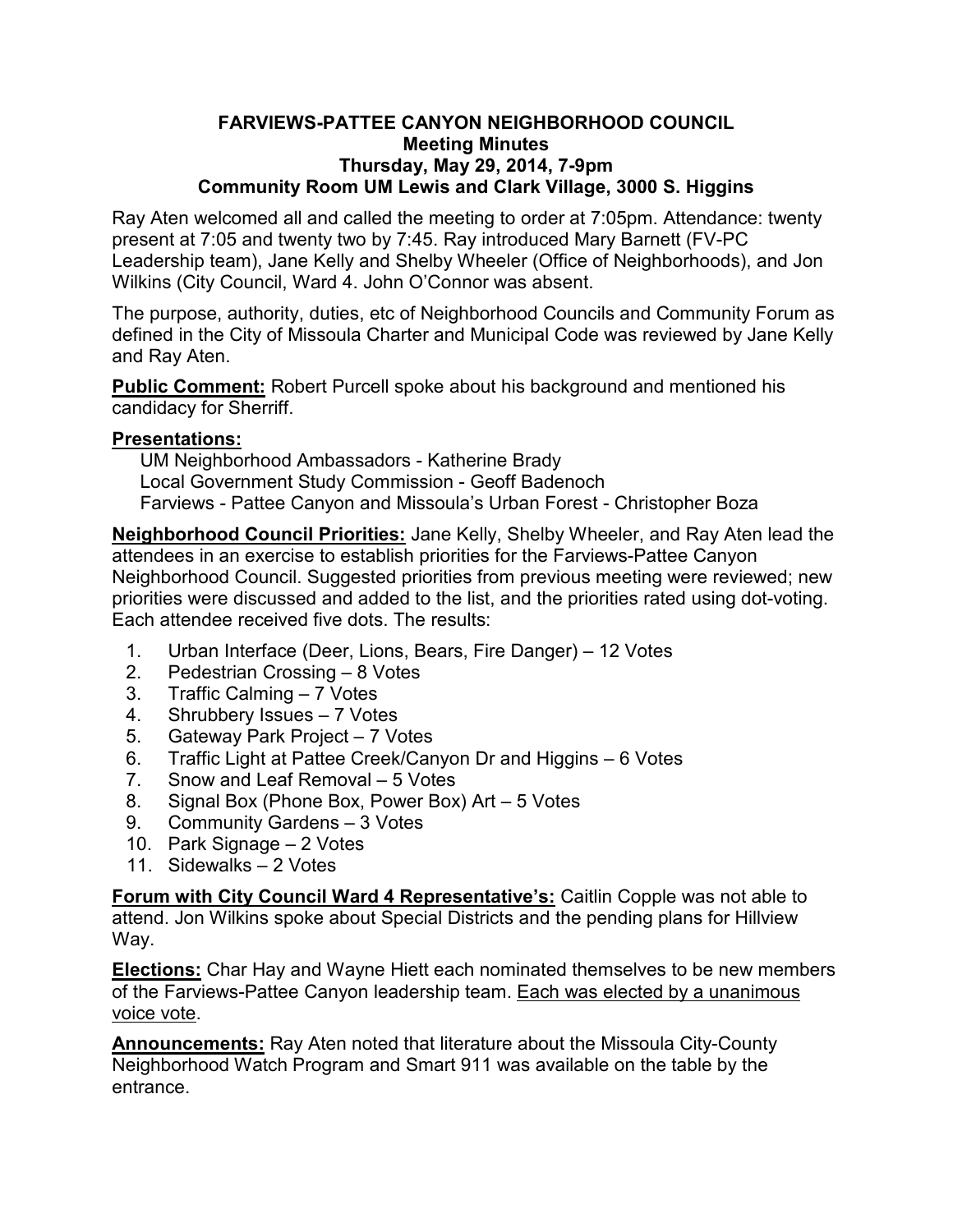# FARVIEWS-PATTEE CANYON NEIGHBORHOOD COUNCIL
## Meeting Minutes
## Thursday, May 29, 2014, 7-9pm
## Community Room UM Lewis and Clark Village, 3000 S. Higgins

Ray Aten welcomed all and called the meeting to order at 7:05pm. Attendance: twenty present at 7:05 and twenty two by 7:45. Ray introduced Mary Barnett (FV-PC Leadership team), Jane Kelly and Shelby Wheeler (Office of Neighborhoods), and Jon Wilkins (City Council, Ward 4. John O'Connor was absent.

The purpose, authority, duties, etc of Neighborhood Councils and Community Forum as defined in the City of Missoula Charter and Municipal Code was reviewed by Jane Kelly and Ray Aten.

**Public Comment:** Robert Purcell spoke about his background and mentioned his candidacy for Sherriff.

**Presentations:**

UM Neighborhood Ambassadors - Katherine Brady
Local Government Study Commission - Geoff Badenoch
Farviews - Pattee Canyon and Missoula's Urban Forest - Christopher Boza

**Neighborhood Council Priorities:** Jane Kelly, Shelby Wheeler, and Ray Aten lead the attendees in an exercise to establish priorities for the Farviews-Pattee Canyon Neighborhood Council. Suggested priorities from previous meeting were reviewed; new priorities were discussed and added to the list, and the priorities rated using dot-voting. Each attendee received five dots. The results:

1. Urban Interface (Deer, Lions, Bears, Fire Danger) – 12 Votes
2. Pedestrian Crossing – 8 Votes
3. Traffic Calming – 7 Votes
4. Shrubbery Issues – 7 Votes
5. Gateway Park Project – 7 Votes
6. Traffic Light at Pattee Creek/Canyon Dr and Higgins – 6 Votes
7. Snow and Leaf Removal – 5 Votes
8. Signal Box (Phone Box, Power Box) Art – 5 Votes
9. Community Gardens – 3 Votes
10. Park Signage – 2 Votes
11. Sidewalks – 2 Votes

**Forum with City Council Ward 4 Representative's:** Caitlin Copple was not able to attend. Jon Wilkins spoke about Special Districts and the pending plans for Hillview Way.

**Elections:** Char Hay and Wayne Hiett each nominated themselves to be new members of the Farviews-Pattee Canyon leadership team. Each was elected by a unanimous voice vote.

**Announcements:** Ray Aten noted that literature about the Missoula City-County Neighborhood Watch Program and Smart 911 was available on the table by the entrance.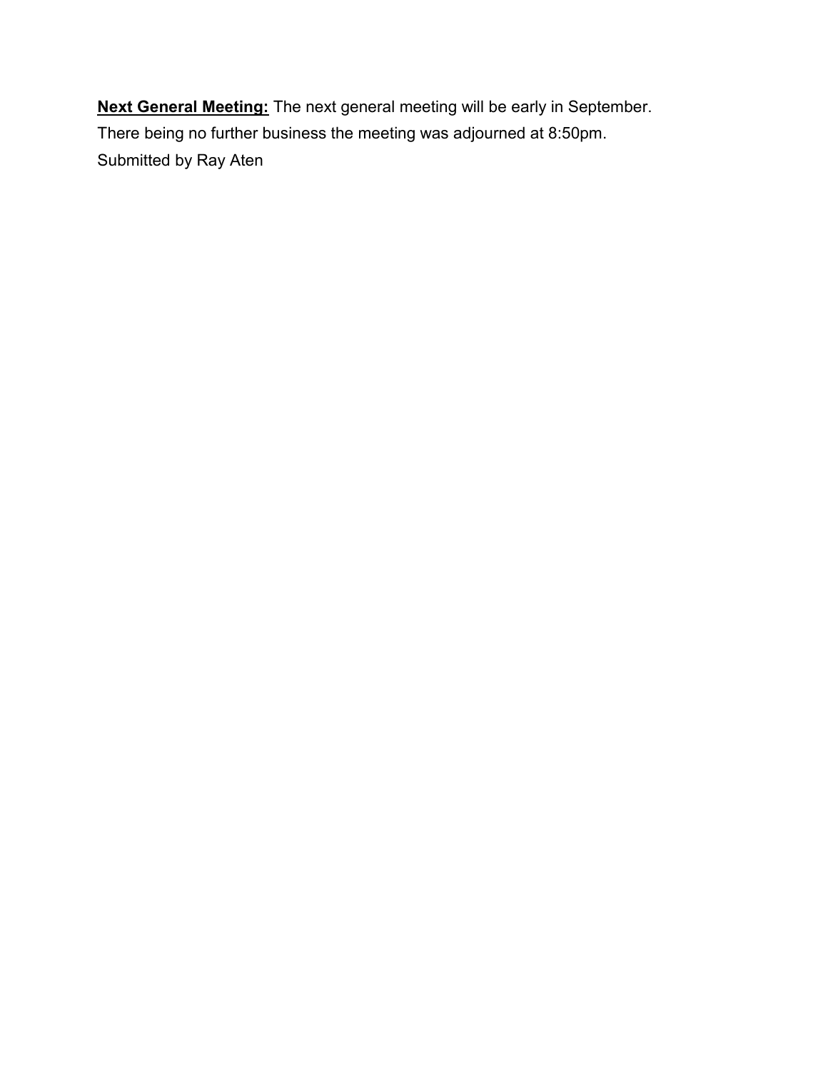**Next General Meeting:** The next general meeting will be early in September.

There being no further business the meeting was adjourned at 8:50pm.

Submitted by Ray Aten